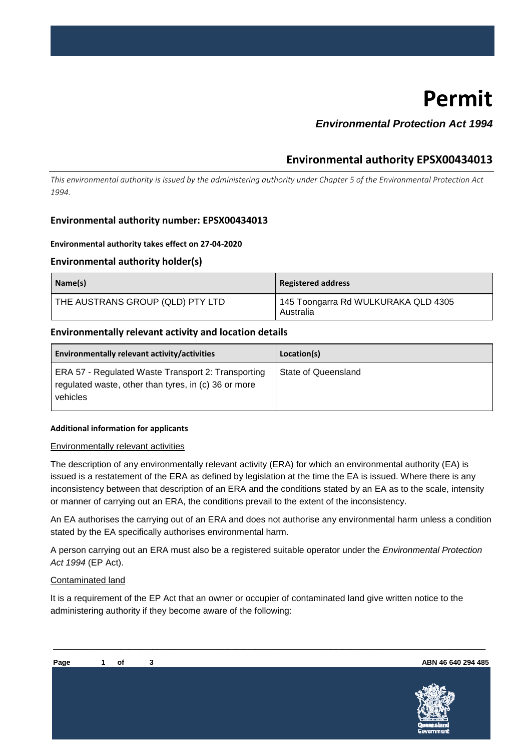# Permit

***Environmental Protection Act 1994***

## Environmental authority EPSX00434013

*This environmental authority is issued by the administering authority under Chapter 5 of the Environmental Protection Act 1994.*

### Environmental authority number: EPSX00434013

**Environmental authority takes effect on 27-04-2020**

### Environmental authority holder(s)

| Name(s) | Registered address |
|---|---|
| THE AUSTRANS GROUP (QLD) PTY LTD | 145 Toongarra Rd WULKURAKA QLD 4305 Australia |

### Environmentally relevant activity and location details

| Environmentally relevant activity/activities | Location(s) |
|---|---|
| ERA 57 - Regulated Waste Transport 2: Transporting regulated waste, other than tyres, in (c) 36 or more vehicles | State of Queensland |

**Additional information for applicants**

Environmentally relevant activities

The description of any environmentally relevant activity (ERA) for which an environmental authority (EA) is issued is a restatement of the ERA as defined by legislation at the time the EA is issued. Where there is any inconsistency between that description of an ERA and the conditions stated by an EA as to the scale, intensity or manner of carrying out an ERA, the conditions prevail to the extent of the inconsistency.

An EA authorises the carrying out of an ERA and does not authorise any environmental harm unless a condition stated by the EA specifically authorises environmental harm.

A person carrying out an ERA must also be a registered suitable operator under the *Environmental Protection Act 1994* (EP Act).

Contaminated land

It is a requirement of the EP Act that an owner or occupier of contaminated land give written notice to the administering authority if they become aware of the following:

ABN 46 640 294 485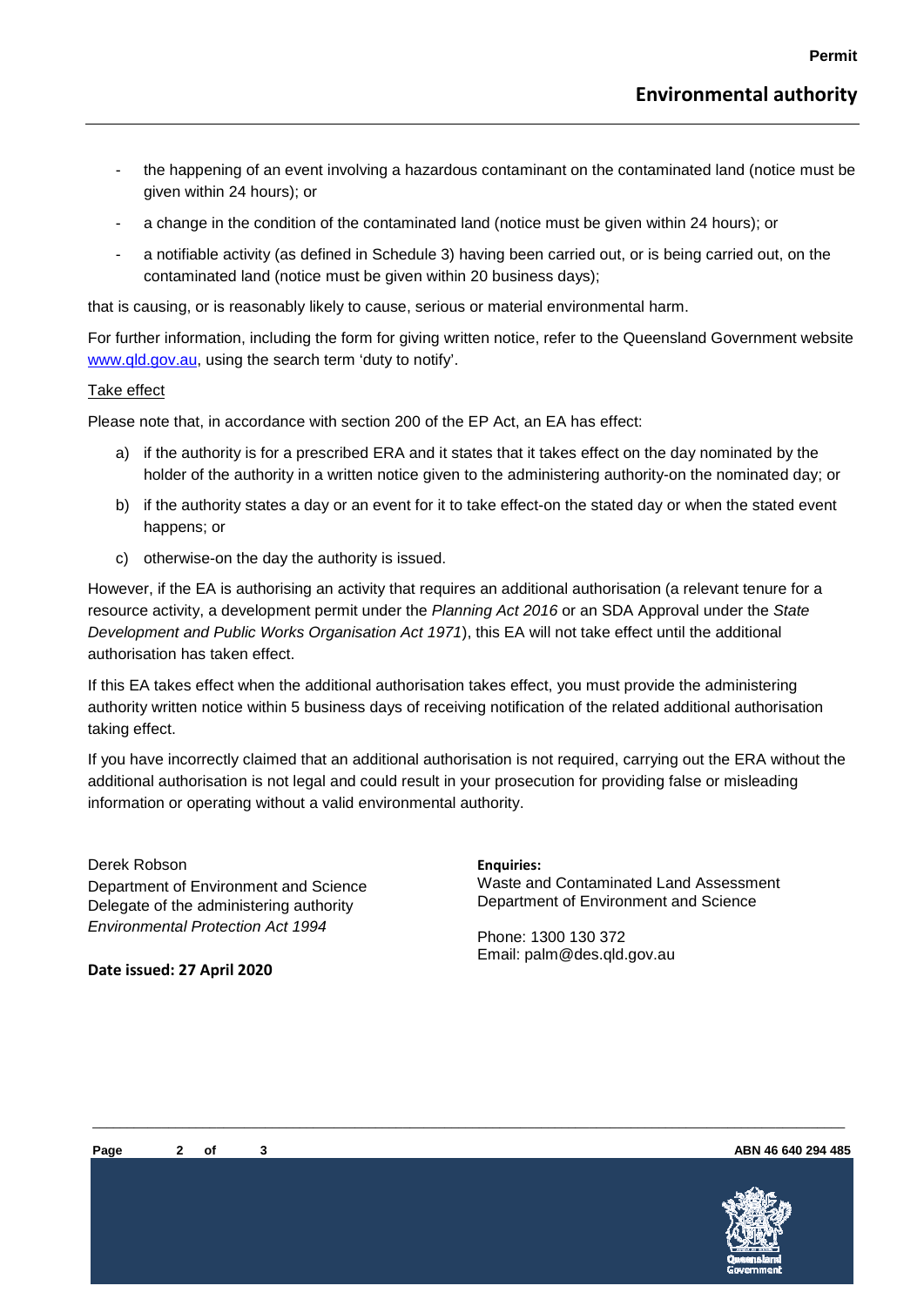- the happening of an event involving a hazardous contaminant on the contaminated land (notice must be given within 24 hours); or
- a change in the condition of the contaminated land (notice must be given within 24 hours); or
- a notifiable activity (as defined in Schedule 3) having been carried out, or is being carried out, on the contaminated land (notice must be given within 20 business days);

that is causing, or is reasonably likely to cause, serious or material environmental harm.

For further information, including the form for giving written notice, refer to the Queensland Government website [www.qld.gov.au](www.qld.gov.au), using the search term 'duty to notify'.

Take effect

Please note that, in accordance with section 200 of the EP Act, an EA has effect:

a) if the authority is for a prescribed ERA and it states that it takes effect on the day nominated by the holder of the authority in a written notice given to the administering authority-on the nominated day; or
b) if the authority states a day or an event for it to take effect-on the stated day or when the stated event happens; or
c) otherwise-on the day the authority is issued.

However, if the EA is authorising an activity that requires an additional authorisation (a relevant tenure for a resource activity, a development permit under the *Planning Act 2016* or an SDA Approval under the *State Development and Public Works Organisation Act 1971*), this EA will not take effect until the additional authorisation has taken effect.

If this EA takes effect when the additional authorisation takes effect, you must provide the administering authority written notice within 5 business days of receiving notification of the related additional authorisation taking effect.

If you have incorrectly claimed that an additional authorisation is not required, carrying out the ERA without the additional authorisation is not legal and could result in your prosecution for providing false or misleading information or operating without a valid environmental authority.

Derek Robson
Department of Environment and Science
Delegate of the administering authority
*Environmental Protection Act 1994*

**Date issued: 27 April 2020**

**Enquiries:**
Waste and Contaminated Land Assessment
Department of Environment and Science

Phone: 1300 130 372
Email: palm@des.qld.gov.au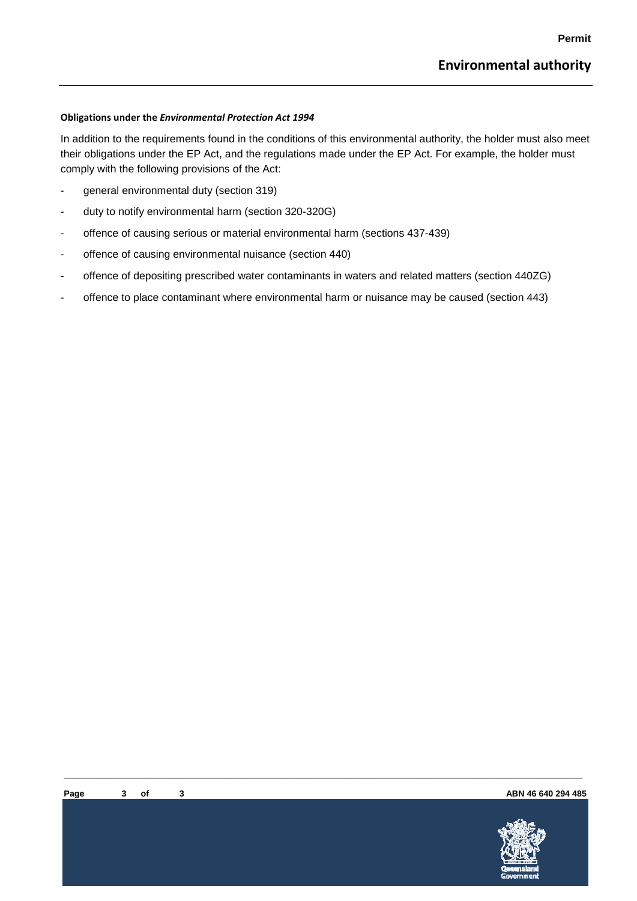**Obligations under the *Environmental Protection Act 1994***

In addition to the requirements found in the conditions of this environmental authority, the holder must also meet their obligations under the EP Act, and the regulations made under the EP Act. For example, the holder must comply with the following provisions of the Act:

- general environmental duty (section 319)
- duty to notify environmental harm (section 320-320G)
- offence of causing serious or material environmental harm (sections 437-439)
- offence of causing environmental nuisance (section 440)
- offence of depositing prescribed water contaminants in waters and related matters (section 440ZG)
- offence to place contaminant where environmental harm or nuisance may be caused (section 443)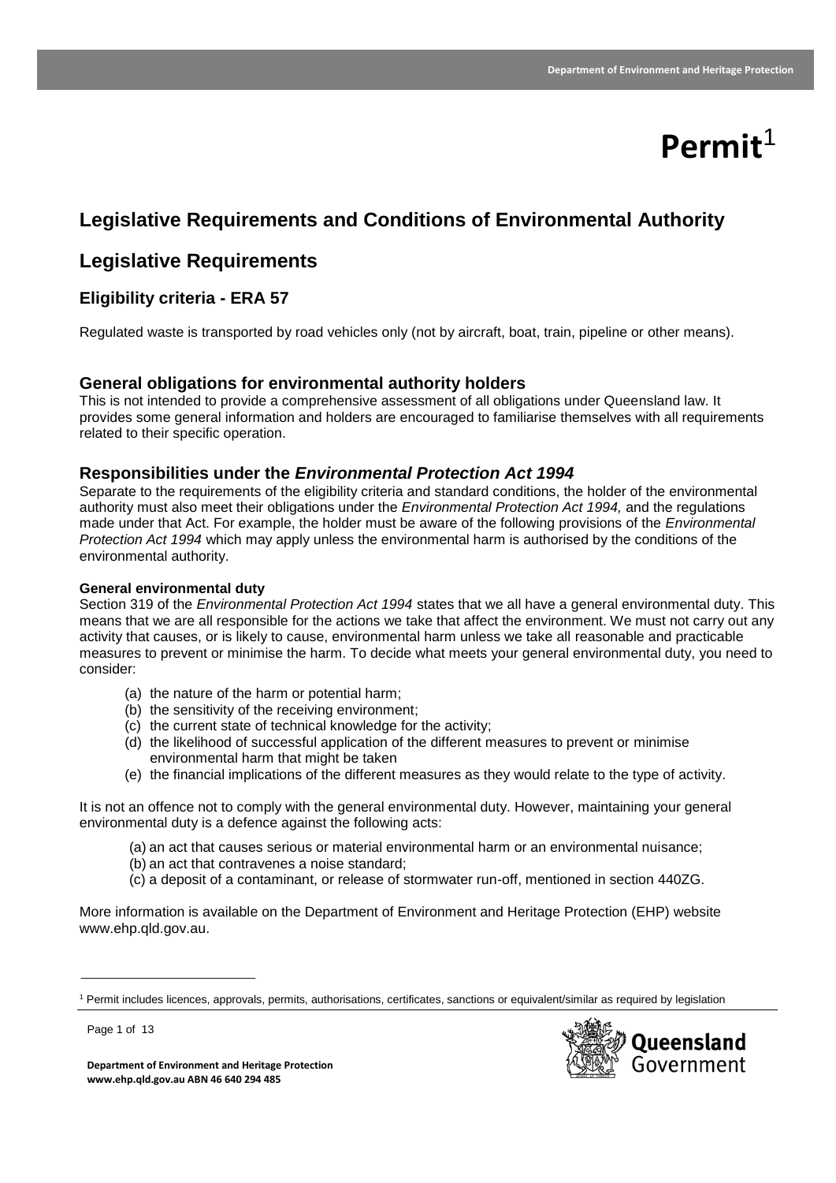# Permit[1]

## Legislative Requirements and Conditions of Environmental Authority

## Legislative Requirements

### Eligibility criteria - ERA 57

Regulated waste is transported by road vehicles only (not by aircraft, boat, train, pipeline or other means).

### General obligations for environmental authority holders

This is not intended to provide a comprehensive assessment of all obligations under Queensland law. It provides some general information and holders are encouraged to familiarise themselves with all requirements related to their specific operation.

### Responsibilities under the *Environmental Protection Act 1994*

Separate to the requirements of the eligibility criteria and standard conditions, the holder of the environmental authority must also meet their obligations under the *Environmental Protection Act 1994,* and the regulations made under that Act. For example, the holder must be aware of the following provisions of the *Environmental Protection Act 1994* which may apply unless the environmental harm is authorised by the conditions of the environmental authority.

**General environmental duty**

Section 319 of the *Environmental Protection Act 1994* states that we all have a general environmental duty. This means that we are all responsible for the actions we take that affect the environment. We must not carry out any activity that causes, or is likely to cause, environmental harm unless we take all reasonable and practicable measures to prevent or minimise the harm. To decide what meets your general environmental duty, you need to consider:

(a) the nature of the harm or potential harm;
(b) the sensitivity of the receiving environment;
(c) the current state of technical knowledge for the activity;
(d) the likelihood of successful application of the different measures to prevent or minimise environmental harm that might be taken
(e) the financial implications of the different measures as they would relate to the type of activity.

It is not an offence not to comply with the general environmental duty. However, maintaining your general environmental duty is a defence against the following acts:

(a) an act that causes serious or material environmental harm or an environmental nuisance;
(b) an act that contravenes a noise standard;
(c) a deposit of a contaminant, or release of stormwater run-off, mentioned in section 440ZG.

More information is available on the Department of Environment and Heritage Protection (EHP) website www.ehp.qld.gov.au.

[1] Permit includes licences, approvals, permits, authorisations, certificates, sanctions or equivalent/similar as required by legislation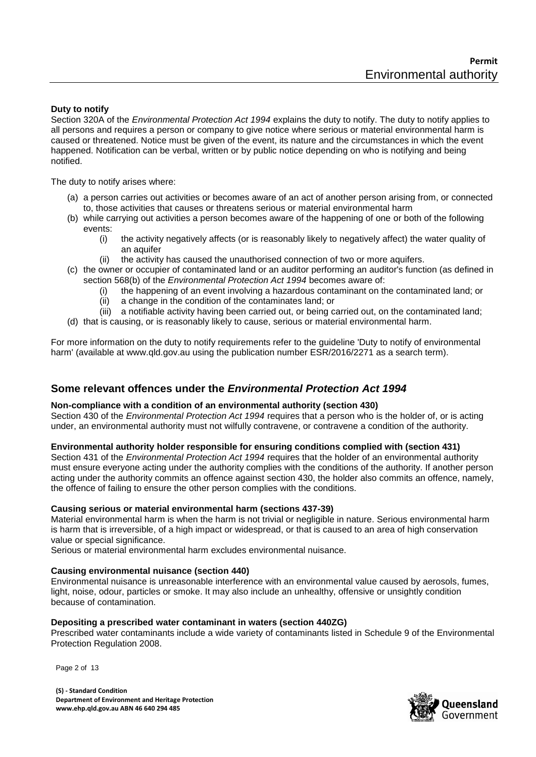**Duty to notify**

Section 320A of the *Environmental Protection Act 1994* explains the duty to notify. The duty to notify applies to all persons and requires a person or company to give notice where serious or material environmental harm is caused or threatened. Notice must be given of the event, its nature and the circumstances in which the event happened. Notification can be verbal, written or by public notice depending on who is notifying and being notified.

The duty to notify arises where:

(a) a person carries out activities or becomes aware of an act of another person arising from, or connected to, those activities that causes or threatens serious or material environmental harm

(b) while carrying out activities a person becomes aware of the happening of one or both of the following events:

  (i) the activity negatively affects (or is reasonably likely to negatively affect) the water quality of an aquifer

  (ii) the activity has caused the unauthorised connection of two or more aquifers.

(c) the owner or occupier of contaminated land or an auditor performing an auditor's function (as defined in section 568(b) of the *Environmental Protection Act 1994* becomes aware of:

  (i) the happening of an event involving a hazardous contaminant on the contaminated land; or

  (ii) a change in the condition of the contaminates land; or

  (iii) a notifiable activity having been carried out, or being carried out, on the contaminated land;

(d) that is causing, or is reasonably likely to cause, serious or material environmental harm.

For more information on the duty to notify requirements refer to the guideline 'Duty to notify of environmental harm' (available at www.qld.gov.au using the publication number ESR/2016/2271 as a search term).

## Some relevant offences under the *Environmental Protection Act 1994*

**Non-compliance with a condition of an environmental authority (section 430)**

Section 430 of the *Environmental Protection Act 1994* requires that a person who is the holder of, or is acting under, an environmental authority must not wilfully contravene, or contravene a condition of the authority.

**Environmental authority holder responsible for ensuring conditions complied with (section 431)**

Section 431 of the *Environmental Protection Act 1994* requires that the holder of an environmental authority must ensure everyone acting under the authority complies with the conditions of the authority. If another person acting under the authority commits an offence against section 430, the holder also commits an offence, namely, the offence of failing to ensure the other person complies with the conditions.

**Causing serious or material environmental harm (sections 437-39)**

Material environmental harm is when the harm is not trivial or negligible in nature. Serious environmental harm is harm that is irreversible, of a high impact or widespread, or that is caused to an area of high conservation value or special significance.

Serious or material environmental harm excludes environmental nuisance.

**Causing environmental nuisance (section 440)**

Environmental nuisance is unreasonable interference with an environmental value caused by aerosols, fumes, light, noise, odour, particles or smoke. It may also include an unhealthy, offensive or unsightly condition because of contamination.

**Depositing a prescribed water contaminant in waters (section 440ZG)**

Prescribed water contaminants include a wide variety of contaminants listed in Schedule 9 of the Environmental Protection Regulation 2008.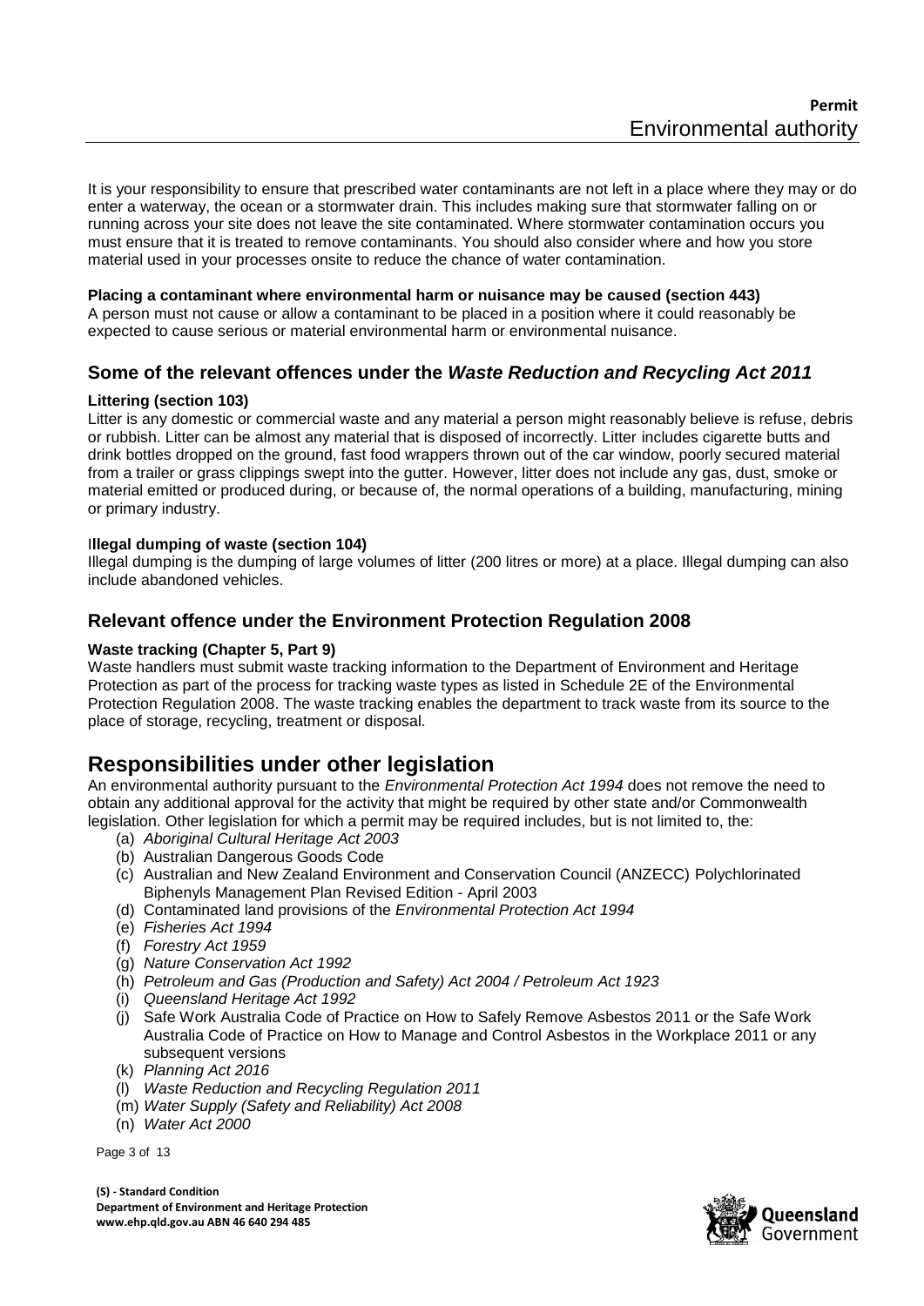It is your responsibility to ensure that prescribed water contaminants are not left in a place where they may or do enter a waterway, the ocean or a stormwater drain. This includes making sure that stormwater falling on or running across your site does not leave the site contaminated. Where stormwater contamination occurs you must ensure that it is treated to remove contaminants. You should also consider where and how you store material used in your processes onsite to reduce the chance of water contamination.

**Placing a contaminant where environmental harm or nuisance may be caused (section 443)**
A person must not cause or allow a contaminant to be placed in a position where it could reasonably be expected to cause serious or material environmental harm or environmental nuisance.

## Some of the relevant offences under the *Waste Reduction and Recycling Act 2011*

**Littering (section 103)**
Litter is any domestic or commercial waste and any material a person might reasonably believe is refuse, debris or rubbish. Litter can be almost any material that is disposed of incorrectly. Litter includes cigarette butts and drink bottles dropped on the ground, fast food wrappers thrown out of the car window, poorly secured material from a trailer or grass clippings swept into the gutter. However, litter does not include any gas, dust, smoke or material emitted or produced during, or because of, the normal operations of a building, manufacturing, mining or primary industry.

**Illegal dumping of waste (section 104)**
Illegal dumping is the dumping of large volumes of litter (200 litres or more) at a place. Illegal dumping can also include abandoned vehicles.

## Relevant offence under the Environment Protection Regulation 2008

**Waste tracking (Chapter 5, Part 9)**
Waste handlers must submit waste tracking information to the Department of Environment and Heritage Protection as part of the process for tracking waste types as listed in Schedule 2E of the Environmental Protection Regulation 2008. The waste tracking enables the department to track waste from its source to the place of storage, recycling, treatment or disposal.

# Responsibilities under other legislation

An environmental authority pursuant to the *Environmental Protection Act 1994* does not remove the need to obtain any additional approval for the activity that might be required by other state and/or Commonwealth legislation. Other legislation for which a permit may be required includes, but is not limited to, the:

(a) *Aboriginal Cultural Heritage Act 2003*
(b) Australian Dangerous Goods Code
(c) Australian and New Zealand Environment and Conservation Council (ANZECC) Polychlorinated Biphenyls Management Plan Revised Edition - April 2003
(d) Contaminated land provisions of the *Environmental Protection Act 1994*
(e) *Fisheries Act 1994*
(f) *Forestry Act 1959*
(g) *Nature Conservation Act 1992*
(h) *Petroleum and Gas (Production and Safety) Act 2004 / Petroleum Act 1923*
(i) *Queensland Heritage Act 1992*
(j) Safe Work Australia Code of Practice on How to Safely Remove Asbestos 2011 or the Safe Work Australia Code of Practice on How to Manage and Control Asbestos in the Workplace 2011 or any subsequent versions
(k) *Planning Act 2016*
(l) *Waste Reduction and Recycling Regulation 2011*
(m) *Water Supply (Safety and Reliability) Act 2008*
(n) *Water Act 2000*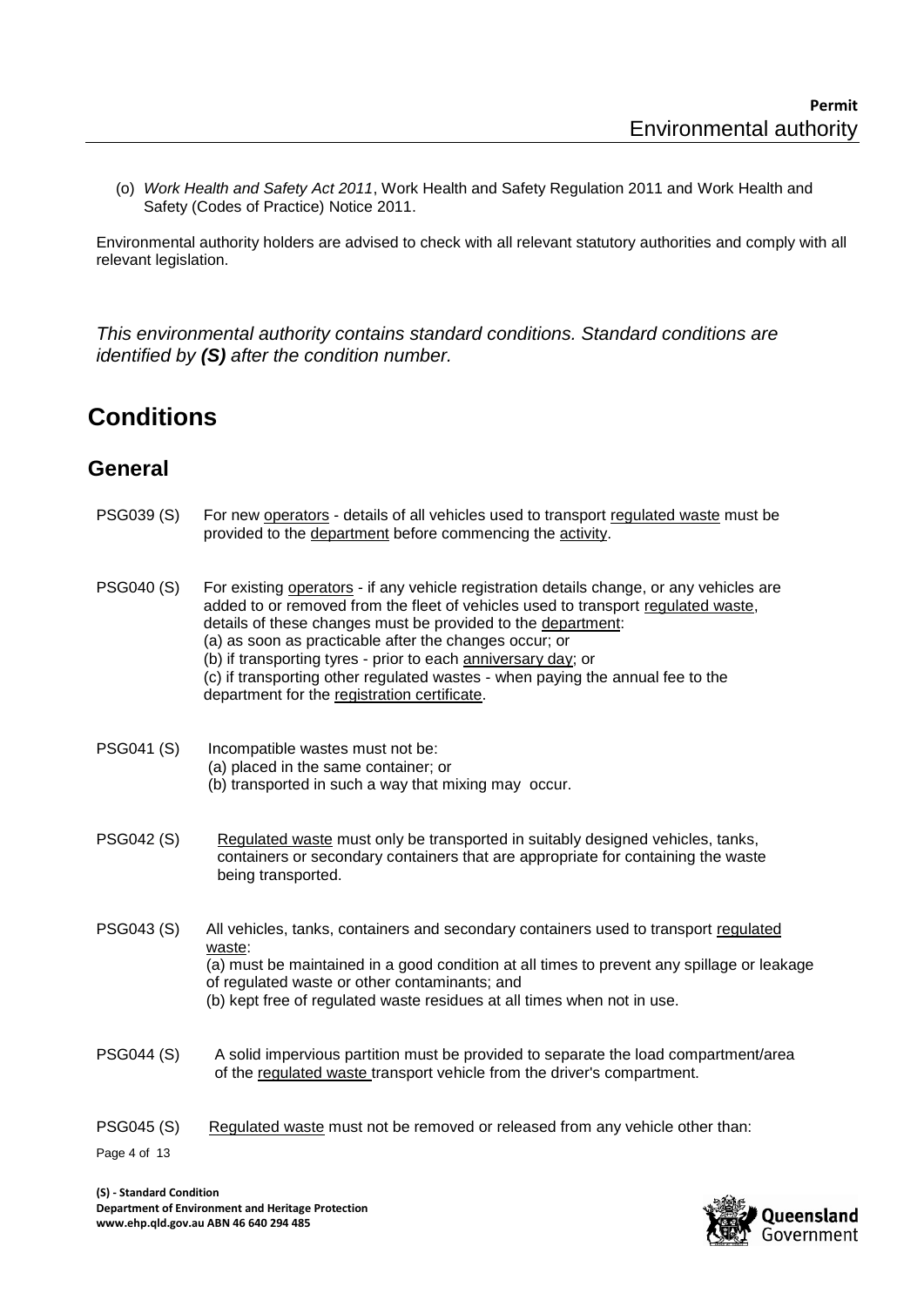(o) *Work Health and Safety Act 2011*, Work Health and Safety Regulation 2011 and Work Health and Safety (Codes of Practice) Notice 2011.

Environmental authority holders are advised to check with all relevant statutory authorities and comply with all relevant legislation.

*This environmental authority contains standard conditions. Standard conditions are identified by* ***(S)*** *after the condition number.*

# Conditions

## General

PSG039 (S) For new operators - details of all vehicles used to transport regulated waste must be provided to the department before commencing the activity.

PSG040 (S) For existing operators - if any vehicle registration details change, or any vehicles are added to or removed from the fleet of vehicles used to transport regulated waste, details of these changes must be provided to the department:
(a) as soon as practicable after the changes occur; or
(b) if transporting tyres - prior to each anniversary day; or
(c) if transporting other regulated wastes - when paying the annual fee to the department for the registration certificate.

PSG041 (S) Incompatible wastes must not be:
(a) placed in the same container; or
(b) transported in such a way that mixing may occur.

PSG042 (S) Regulated waste must only be transported in suitably designed vehicles, tanks, containers or secondary containers that are appropriate for containing the waste being transported.

PSG043 (S) All vehicles, tanks, containers and secondary containers used to transport regulated waste:
(a) must be maintained in a good condition at all times to prevent any spillage or leakage of regulated waste or other contaminants; and
(b) kept free of regulated waste residues at all times when not in use.

PSG044 (S) A solid impervious partition must be provided to separate the load compartment/area of the regulated waste transport vehicle from the driver's compartment.

PSG045 (S) Regulated waste must not be removed or released from any vehicle other than: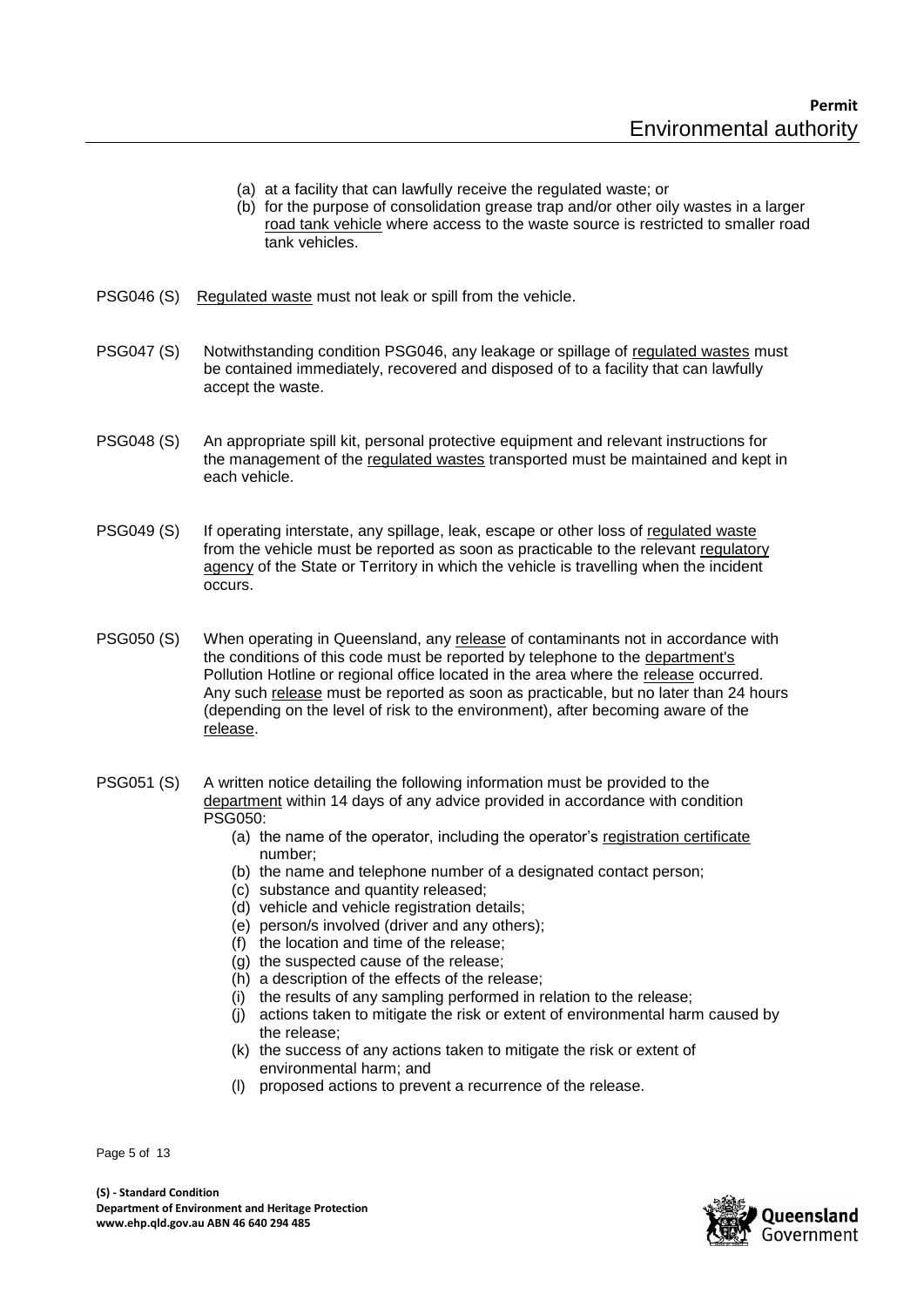(a) at a facility that can lawfully receive the regulated waste; or
(b) for the purpose of consolidation grease trap and/or other oily wastes in a larger road tank vehicle where access to the waste source is restricted to smaller road tank vehicles.

PSG046 (S) Regulated waste must not leak or spill from the vehicle.

PSG047 (S) Notwithstanding condition PSG046, any leakage or spillage of regulated wastes must be contained immediately, recovered and disposed of to a facility that can lawfully accept the waste.

PSG048 (S) An appropriate spill kit, personal protective equipment and relevant instructions for the management of the regulated wastes transported must be maintained and kept in each vehicle.

PSG049 (S) If operating interstate, any spillage, leak, escape or other loss of regulated waste from the vehicle must be reported as soon as practicable to the relevant regulatory agency of the State or Territory in which the vehicle is travelling when the incident occurs.

PSG050 (S) When operating in Queensland, any release of contaminants not in accordance with the conditions of this code must be reported by telephone to the department's Pollution Hotline or regional office located in the area where the release occurred. Any such release must be reported as soon as practicable, but no later than 24 hours (depending on the level of risk to the environment), after becoming aware of the release.

PSG051 (S) A written notice detailing the following information must be provided to the department within 14 days of any advice provided in accordance with condition PSG050:

(a) the name of the operator, including the operator's registration certificate number;
(b) the name and telephone number of a designated contact person;
(c) substance and quantity released;
(d) vehicle and vehicle registration details;
(e) person/s involved (driver and any others);
(f) the location and time of the release;
(g) the suspected cause of the release;
(h) a description of the effects of the release;
(i) the results of any sampling performed in relation to the release;
(j) actions taken to mitigate the risk or extent of environmental harm caused by the release;
(k) the success of any actions taken to mitigate the risk or extent of environmental harm; and
(l) proposed actions to prevent a recurrence of the release.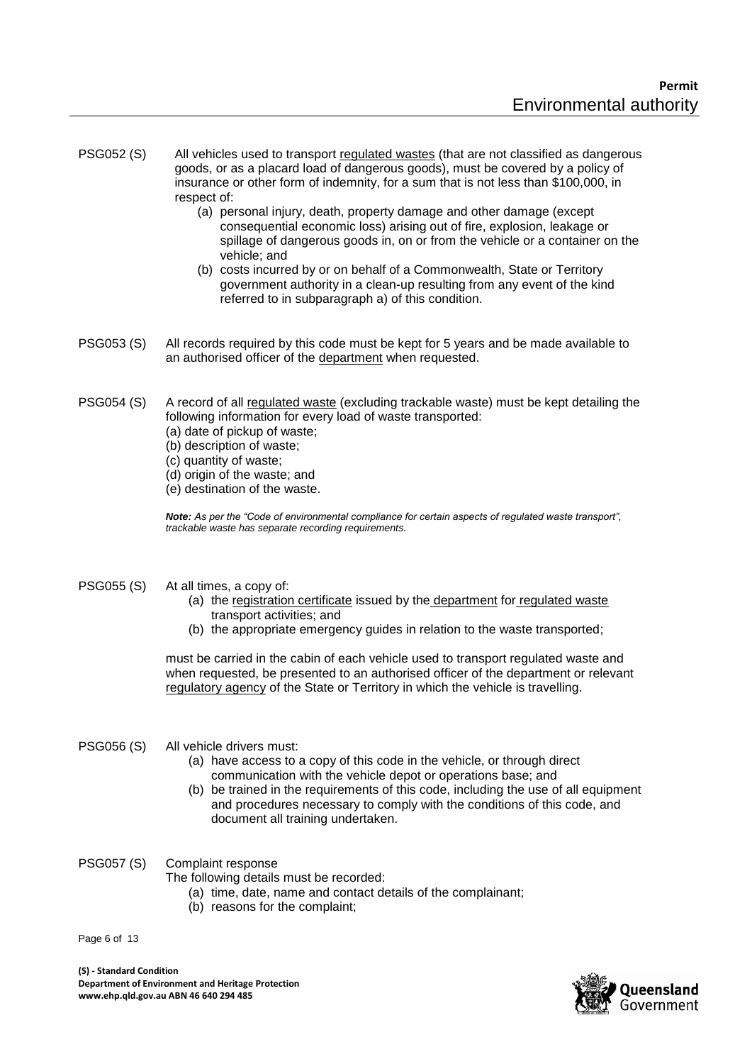PSG052 (S) All vehicles used to transport regulated wastes (that are not classified as dangerous goods, or as a placard load of dangerous goods), must be covered by a policy of insurance or other form of indemnity, for a sum that is not less than $100,000, in respect of:

- (a) personal injury, death, property damage and other damage (except consequential economic loss) arising out of fire, explosion, leakage or spillage of dangerous goods in, on or from the vehicle or a container on the vehicle; and
- (b) costs incurred by or on behalf of a Commonwealth, State or Territory government authority in a clean-up resulting from any event of the kind referred to in subparagraph a) of this condition.

PSG053 (S) All records required by this code must be kept for 5 years and be made available to an authorised officer of the department when requested.

PSG054 (S) A record of all regulated waste (excluding trackable waste) must be kept detailing the following information for every load of waste transported:

- (a) date of pickup of waste;
- (b) description of waste;
- (c) quantity of waste;
- (d) origin of the waste; and
- (e) destination of the waste.

***Note:*** *As per the "Code of environmental compliance for certain aspects of regulated waste transport", trackable waste has separate recording requirements.*

PSG055 (S) At all times, a copy of:

- (a) the registration certificate issued by the department for regulated waste transport activities; and
- (b) the appropriate emergency guides in relation to the waste transported;

must be carried in the cabin of each vehicle used to transport regulated waste and when requested, be presented to an authorised officer of the department or relevant regulatory agency of the State or Territory in which the vehicle is travelling.

PSG056 (S) All vehicle drivers must:

- (a) have access to a copy of this code in the vehicle, or through direct communication with the vehicle depot or operations base; and
- (b) be trained in the requirements of this code, including the use of all equipment and procedures necessary to comply with the conditions of this code, and document all training undertaken.

PSG057 (S) Complaint response

The following details must be recorded:

- (a) time, date, name and contact details of the complainant;
- (b) reasons for the complaint;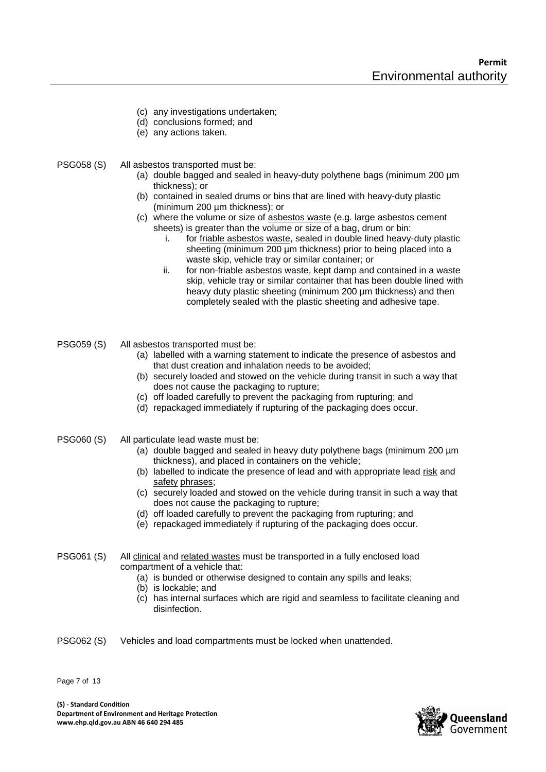(c) any investigations undertaken;
(d) conclusions formed; and
(e) any actions taken.

PSG058 (S) All asbestos transported must be:

(a) double bagged and sealed in heavy-duty polythene bags (minimum 200 µm thickness); or
(b) contained in sealed drums or bins that are lined with heavy-duty plastic (minimum 200 µm thickness); or
(c) where the volume or size of asbestos waste (e.g. large asbestos cement sheets) is greater than the volume or size of a bag, drum or bin:
    i. for friable asbestos waste, sealed in double lined heavy-duty plastic sheeting (minimum 200 µm thickness) prior to being placed into a waste skip, vehicle tray or similar container; or
    ii. for non-friable asbestos waste, kept damp and contained in a waste skip, vehicle tray or similar container that has been double lined with heavy duty plastic sheeting (minimum 200 µm thickness) and then completely sealed with the plastic sheeting and adhesive tape.

PSG059 (S) All asbestos transported must be:

(a) labelled with a warning statement to indicate the presence of asbestos and that dust creation and inhalation needs to be avoided;
(b) securely loaded and stowed on the vehicle during transit in such a way that does not cause the packaging to rupture;
(c) off loaded carefully to prevent the packaging from rupturing; and
(d) repackaged immediately if rupturing of the packaging does occur.

PSG060 (S) All particulate lead waste must be:

(a) double bagged and sealed in heavy duty polythene bags (minimum 200 µm thickness), and placed in containers on the vehicle;
(b) labelled to indicate the presence of lead and with appropriate lead risk and safety phrases;
(c) securely loaded and stowed on the vehicle during transit in such a way that does not cause the packaging to rupture;
(d) off loaded carefully to prevent the packaging from rupturing; and
(e) repackaged immediately if rupturing of the packaging does occur.

PSG061 (S) All clinical and related wastes must be transported in a fully enclosed load compartment of a vehicle that:

(a) is bunded or otherwise designed to contain any spills and leaks;
(b) is lockable; and
(c) has internal surfaces which are rigid and seamless to facilitate cleaning and disinfection.

PSG062 (S) Vehicles and load compartments must be locked when unattended.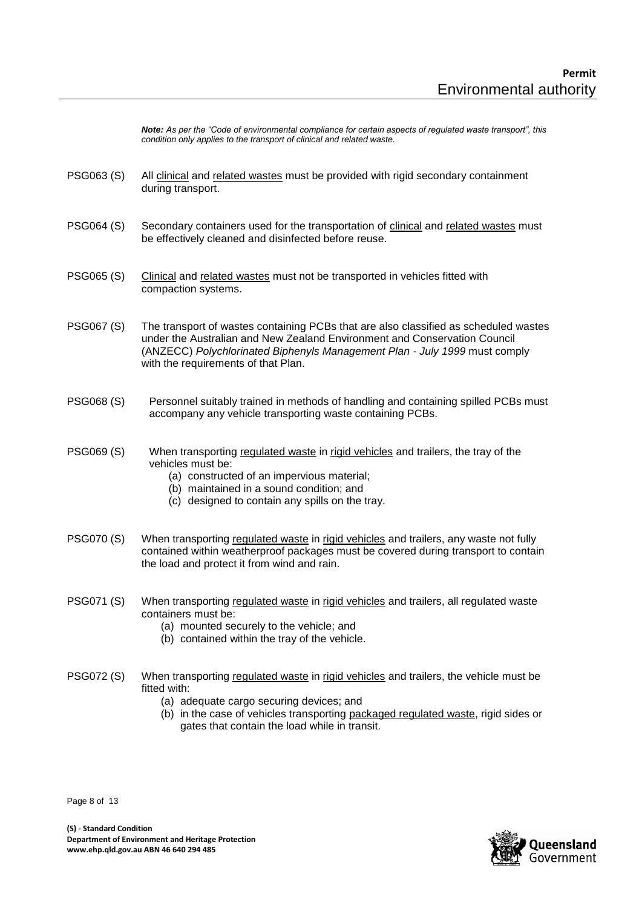*Note: As per the "Code of environmental compliance for certain aspects of regulated waste transport", this condition only applies to the transport of clinical and related waste.*

PSG063 (S) All clinical and related wastes must be provided with rigid secondary containment during transport.

PSG064 (S) Secondary containers used for the transportation of clinical and related wastes must be effectively cleaned and disinfected before reuse.

PSG065 (S) Clinical and related wastes must not be transported in vehicles fitted with compaction systems.

PSG067 (S) The transport of wastes containing PCBs that are also classified as scheduled wastes under the Australian and New Zealand Environment and Conservation Council (ANZECC) *Polychlorinated Biphenyls Management Plan - July 1999* must comply with the requirements of that Plan.

PSG068 (S) Personnel suitably trained in methods of handling and containing spilled PCBs must accompany any vehicle transporting waste containing PCBs.

PSG069 (S) When transporting regulated waste in rigid vehicles and trailers, the tray of the vehicles must be:

- (a) constructed of an impervious material;
- (b) maintained in a sound condition; and
- (c) designed to contain any spills on the tray.

PSG070 (S) When transporting regulated waste in rigid vehicles and trailers, any waste not fully contained within weatherproof packages must be covered during transport to contain the load and protect it from wind and rain.

PSG071 (S) When transporting regulated waste in rigid vehicles and trailers, all regulated waste containers must be:

- (a) mounted securely to the vehicle; and
- (b) contained within the tray of the vehicle.

PSG072 (S) When transporting regulated waste in rigid vehicles and trailers, the vehicle must be fitted with:

- (a) adequate cargo securing devices; and
- (b) in the case of vehicles transporting packaged regulated waste, rigid sides or gates that contain the load while in transit.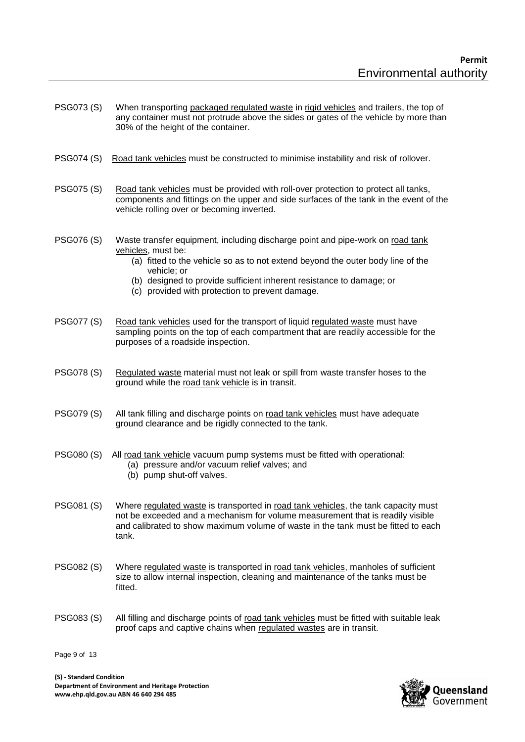PSG073 (S) When transporting packaged regulated waste in rigid vehicles and trailers, the top of any container must not protrude above the sides or gates of the vehicle by more than 30% of the height of the container.

PSG074 (S) Road tank vehicles must be constructed to minimise instability and risk of rollover.

PSG075 (S) Road tank vehicles must be provided with roll-over protection to protect all tanks, components and fittings on the upper and side surfaces of the tank in the event of the vehicle rolling over or becoming inverted.

PSG076 (S) Waste transfer equipment, including discharge point and pipe-work on road tank vehicles, must be:

(a) fitted to the vehicle so as to not extend beyond the outer body line of the vehicle; or
(b) designed to provide sufficient inherent resistance to damage; or
(c) provided with protection to prevent damage.

PSG077 (S) Road tank vehicles used for the transport of liquid regulated waste must have sampling points on the top of each compartment that are readily accessible for the purposes of a roadside inspection.

PSG078 (S) Regulated waste material must not leak or spill from waste transfer hoses to the ground while the road tank vehicle is in transit.

PSG079 (S) All tank filling and discharge points on road tank vehicles must have adequate ground clearance and be rigidly connected to the tank.

PSG080 (S) All road tank vehicle vacuum pump systems must be fitted with operational:

(a) pressure and/or vacuum relief valves; and
(b) pump shut-off valves.

PSG081 (S) Where regulated waste is transported in road tank vehicles, the tank capacity must not be exceeded and a mechanism for volume measurement that is readily visible and calibrated to show maximum volume of waste in the tank must be fitted to each tank.

PSG082 (S) Where regulated waste is transported in road tank vehicles, manholes of sufficient size to allow internal inspection, cleaning and maintenance of the tanks must be fitted.

PSG083 (S) All filling and discharge points of road tank vehicles must be fitted with suitable leak proof caps and captive chains when regulated wastes are in transit.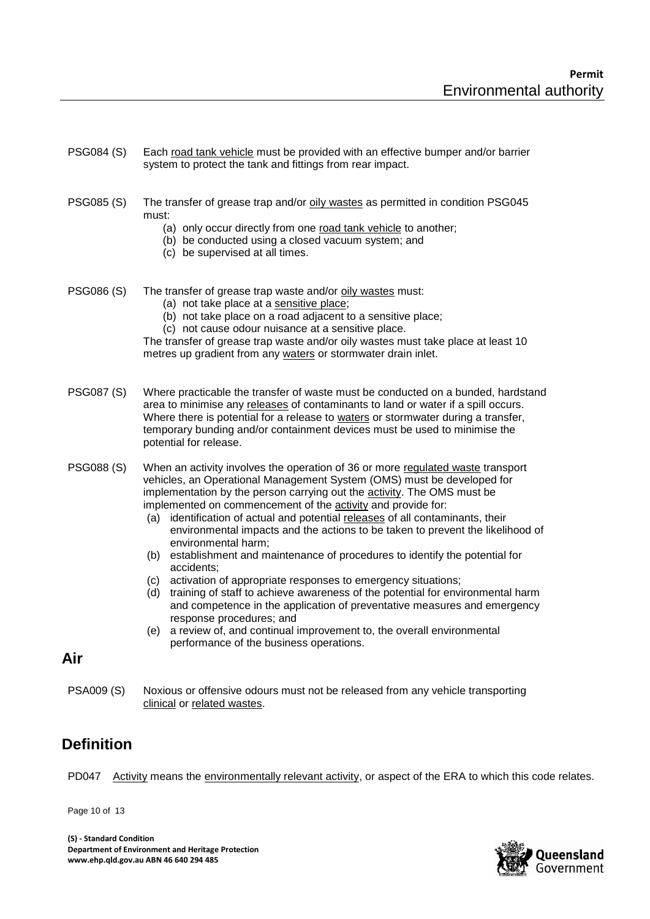PSG084 (S) Each road tank vehicle must be provided with an effective bumper and/or barrier system to protect the tank and fittings from rear impact.

PSG085 (S) The transfer of grease trap and/or oily wastes as permitted in condition PSG045 must:

(a) only occur directly from one road tank vehicle to another;
(b) be conducted using a closed vacuum system; and
(c) be supervised at all times.

PSG086 (S) The transfer of grease trap waste and/or oily wastes must:

(a) not take place at a sensitive place;
(b) not take place on a road adjacent to a sensitive place;
(c) not cause odour nuisance at a sensitive place.

The transfer of grease trap waste and/or oily wastes must take place at least 10 metres up gradient from any waters or stormwater drain inlet.

PSG087 (S) Where practicable the transfer of waste must be conducted on a bunded, hardstand area to minimise any releases of contaminants to land or water if a spill occurs. Where there is potential for a release to waters or stormwater during a transfer, temporary bunding and/or containment devices must be used to minimise the potential for release.

PSG088 (S) When an activity involves the operation of 36 or more regulated waste transport vehicles, an Operational Management System (OMS) must be developed for implementation by the person carrying out the activity. The OMS must be implemented on commencement of the activity and provide for:

(a) identification of actual and potential releases of all contaminants, their environmental impacts and the actions to be taken to prevent the likelihood of environmental harm;
(b) establishment and maintenance of procedures to identify the potential for accidents;
(c) activation of appropriate responses to emergency situations;
(d) training of staff to achieve awareness of the potential for environmental harm and competence in the application of preventative measures and emergency response procedures; and
(e) a review of, and continual improvement to, the overall environmental performance of the business operations.

## Air

PSA009 (S) Noxious or offensive odours must not be released from any vehicle transporting clinical or related wastes.

## Definition

PD047 Activity means the environmentally relevant activity, or aspect of the ERA to which this code relates.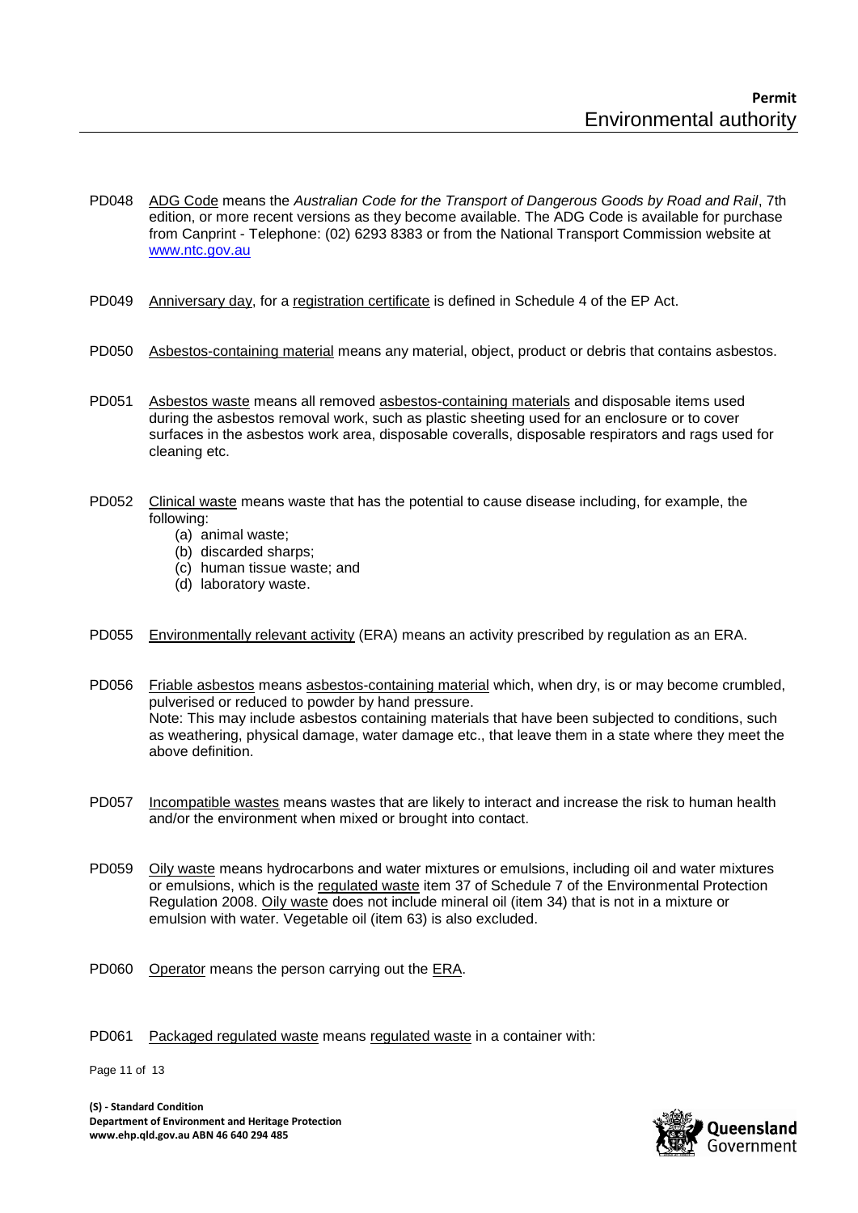PD048 ADG Code means the *Australian Code for the Transport of Dangerous Goods by Road and Rail*, 7th edition, or more recent versions as they become available. The ADG Code is available for purchase from Canprint - Telephone: (02) 6293 8383 or from the National Transport Commission website at www.ntc.gov.au

PD049 Anniversary day, for a registration certificate is defined in Schedule 4 of the EP Act.

PD050 Asbestos-containing material means any material, object, product or debris that contains asbestos.

PD051 Asbestos waste means all removed asbestos-containing materials and disposable items used during the asbestos removal work, such as plastic sheeting used for an enclosure or to cover surfaces in the asbestos work area, disposable coveralls, disposable respirators and rags used for cleaning etc.

PD052 Clinical waste means waste that has the potential to cause disease including, for example, the following:

- (a) animal waste;
- (b) discarded sharps;
- (c) human tissue waste; and
- (d) laboratory waste.

PD055 Environmentally relevant activity (ERA) means an activity prescribed by regulation as an ERA.

PD056 Friable asbestos means asbestos-containing material which, when dry, is or may become crumbled, pulverised or reduced to powder by hand pressure.
Note: This may include asbestos containing materials that have been subjected to conditions, such as weathering, physical damage, water damage etc., that leave them in a state where they meet the above definition.

PD057 Incompatible wastes means wastes that are likely to interact and increase the risk to human health and/or the environment when mixed or brought into contact.

PD059 Oily waste means hydrocarbons and water mixtures or emulsions, including oil and water mixtures or emulsions, which is the regulated waste item 37 of Schedule 7 of the Environmental Protection Regulation 2008. Oily waste does not include mineral oil (item 34) that is not in a mixture or emulsion with water. Vegetable oil (item 63) is also excluded.

PD060 Operator means the person carrying out the ERA.

PD061 Packaged regulated waste means regulated waste in a container with: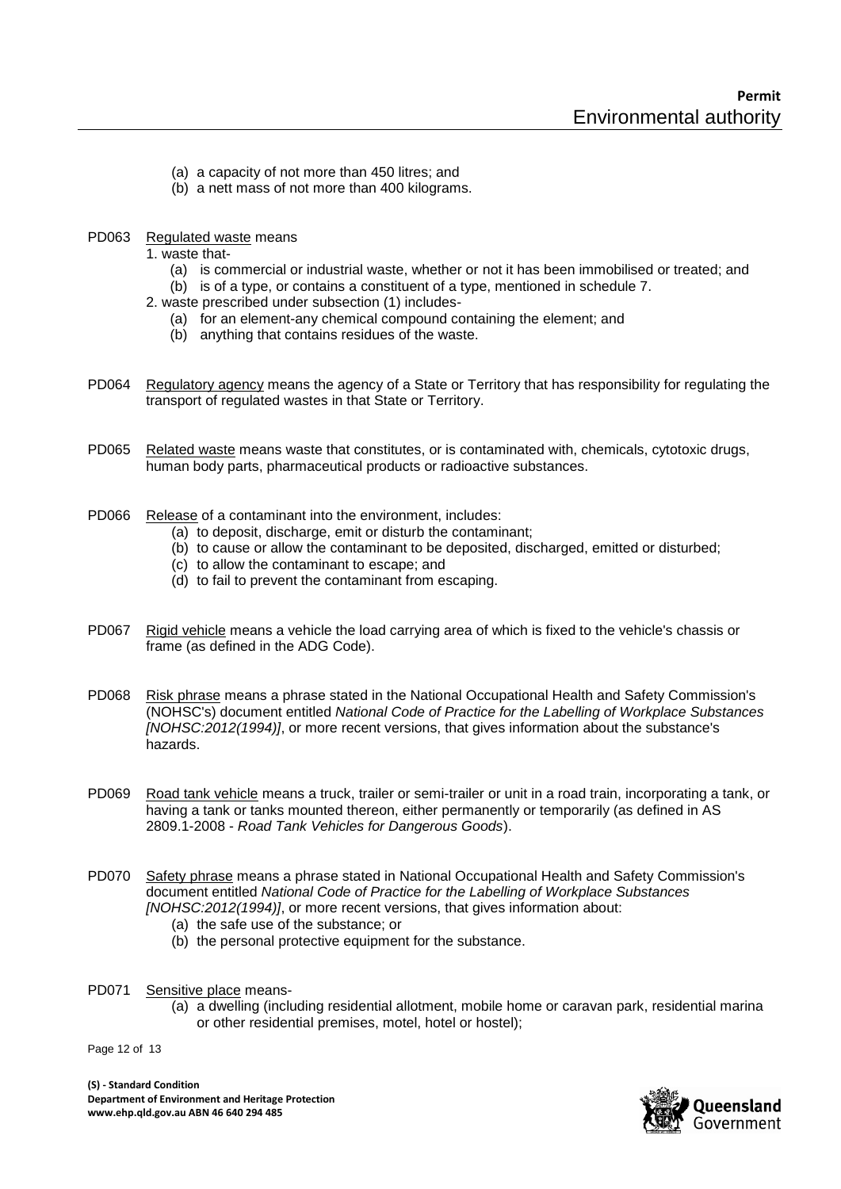(a) a capacity of not more than 450 litres; and
(b) a nett mass of not more than 400 kilograms.

PD063 Regulated waste means

1. waste that-
   (a) is commercial or industrial waste, whether or not it has been immobilised or treated; and
   (b) is of a type, or contains a constituent of a type, mentioned in schedule 7.
2. waste prescribed under subsection (1) includes-
   (a) for an element-any chemical compound containing the element; and
   (b) anything that contains residues of the waste.

PD064 Regulatory agency means the agency of a State or Territory that has responsibility for regulating the transport of regulated wastes in that State or Territory.

PD065 Related waste means waste that constitutes, or is contaminated with, chemicals, cytotoxic drugs, human body parts, pharmaceutical products or radioactive substances.

PD066 Release of a contaminant into the environment, includes:

(a) to deposit, discharge, emit or disturb the contaminant;
(b) to cause or allow the contaminant to be deposited, discharged, emitted or disturbed;
(c) to allow the contaminant to escape; and
(d) to fail to prevent the contaminant from escaping.

PD067 Rigid vehicle means a vehicle the load carrying area of which is fixed to the vehicle's chassis or frame (as defined in the ADG Code).

PD068 Risk phrase means a phrase stated in the National Occupational Health and Safety Commission's (NOHSC's) document entitled *National Code of Practice for the Labelling of Workplace Substances [NOHSC:2012(1994)]*, or more recent versions, that gives information about the substance's hazards.

PD069 Road tank vehicle means a truck, trailer or semi-trailer or unit in a road train, incorporating a tank, or having a tank or tanks mounted thereon, either permanently or temporarily (as defined in AS 2809.1-2008 - *Road Tank Vehicles for Dangerous Goods*).

PD070 Safety phrase means a phrase stated in National Occupational Health and Safety Commission's document entitled *National Code of Practice for the Labelling of Workplace Substances [NOHSC:2012(1994)]*, or more recent versions, that gives information about:

(a) the safe use of the substance; or
(b) the personal protective equipment for the substance.

PD071 Sensitive place means-

(a) a dwelling (including residential allotment, mobile home or caravan park, residential marina or other residential premises, motel, hotel or hostel);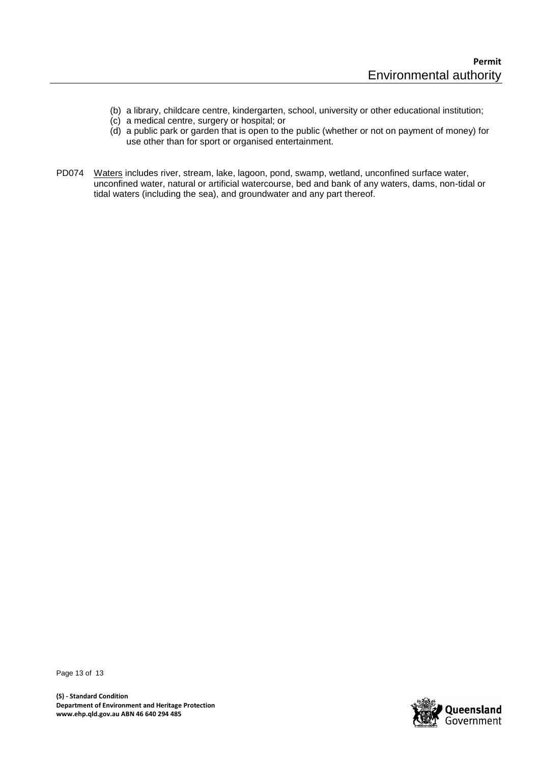(b) a library, childcare centre, kindergarten, school, university or other educational institution;
(c) a medical centre, surgery or hospital; or
(d) a public park or garden that is open to the public (whether or not on payment of money) for use other than for sport or organised entertainment.

PD074 Waters includes river, stream, lake, lagoon, pond, swamp, wetland, unconfined surface water, unconfined water, natural or artificial watercourse, bed and bank of any waters, dams, non-tidal or tidal waters (including the sea), and groundwater and any part thereof.